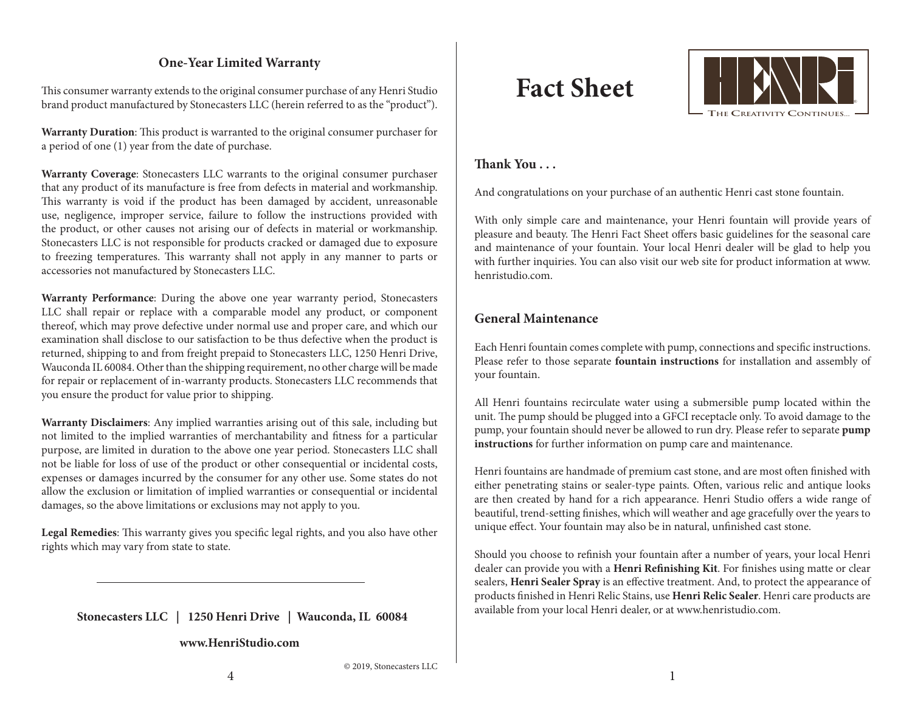## One-Year Limited Warranty

This consumer warranty extends to the original consumer purchase of any Henri Studio brand product manufactured by Stonecasters LLC (herein referred to as the "product").

**Warranty Duration**: This product is warranted to the original consumer purchaser for a period of one (1) year from the date of purchase.

**Warranty Coverage**: Stonecasters LLC warrants to the original consumer purchaser that any product of its manufacture is free from defects in material and workmanship. This warranty is void if the product has been damaged by accident, unreasonable use, negligence, improper service, failure to follow the instructions provided with the product, or other causes not arising our of defects in material or workmanship. Stonecasters LLC is not responsible for products cracked or damaged due to exposure to freezing temperatures. This warranty shall not apply in any manner to parts or accessories not manufactured by Stonecasters LLC.

**Warranty Performance**: During the above one year warranty period, Stonecasters LLC shall repair or replace with a comparable model any product, or component thereof, which may prove defective under normal use and proper care, and which our examination shall disclose to our satisfaction to be thus defective when the product is returned, shipping to and from freight prepaid to Stonecasters LLC, 1250 Henri Drive, Wauconda IL 60084. Other than the shipping requirement, no other charge will be made for repair or replacement of in-warranty products. Stonecasters LLC recommends that you ensure the product for value prior to shipping.

**Warranty Disclaimers**: Any implied warranties arising out of this sale, including but not limited to the implied warranties of merchantability and fitness for a particular purpose, are limited in duration to the above one year period. Stonecasters LLC shall not be liable for loss of use of the product or other consequential or incidental costs, expenses or damages incurred by the consumer for any other use. Some states do not allow the exclusion or limitation of implied warranties or consequential or incidental damages, so the above limitations or exclusions may not apply to you.

**Legal Remedies**: This warranty gives you specific legal rights, and you also have other rights which may vary from state to state.

---

**Stonecasters LLC | 1250 Henri Drive | Wauconda, IL 60084**

**www.HenriStudio.com**

© 2019, Stonecasters LLC

# Fact Sheet

HENRI — THE CREATIVITY CONTINUES...

## Thank You . . .

And congratulations on your purchase of an authentic Henri cast stone fountain.

With only simple care and maintenance, your Henri fountain will provide years of pleasure and beauty. The Henri Fact Sheet offers basic guidelines for the seasonal care and maintenance of your fountain. Your local Henri dealer will be glad to help you with further inquiries. You can also visit our web site for product information at www.henristudio.com.

## General Maintenance

Each Henri fountain comes complete with pump, connections and specific instructions. Please refer to those separate **fountain instructions** for installation and assembly of your fountain.

All Henri fountains recirculate water using a submersible pump located within the unit. The pump should be plugged into a GFCI receptacle only. To avoid damage to the pump, your fountain should never be allowed to run dry. Please refer to separate **pump instructions** for further information on pump care and maintenance.

Henri fountains are handmade of premium cast stone, and are most often finished with either penetrating stains or sealer-type paints. Often, various relic and antique looks are then created by hand for a rich appearance. Henri Studio offers a wide range of beautiful, trend-setting finishes, which will weather and age gracefully over the years to unique effect. Your fountain may also be in natural, unfinished cast stone.

Should you choose to refinish your fountain after a number of years, your local Henri dealer can provide you with a **Henri Refinishing Kit**. For finishes using matte or clear sealers, **Henri Sealer Spray** is an effective treatment. And, to protect the appearance of products finished in Henri Relic Stains, use **Henri Relic Sealer**. Henri care products are available from your local Henri dealer, or at www.henristudio.com.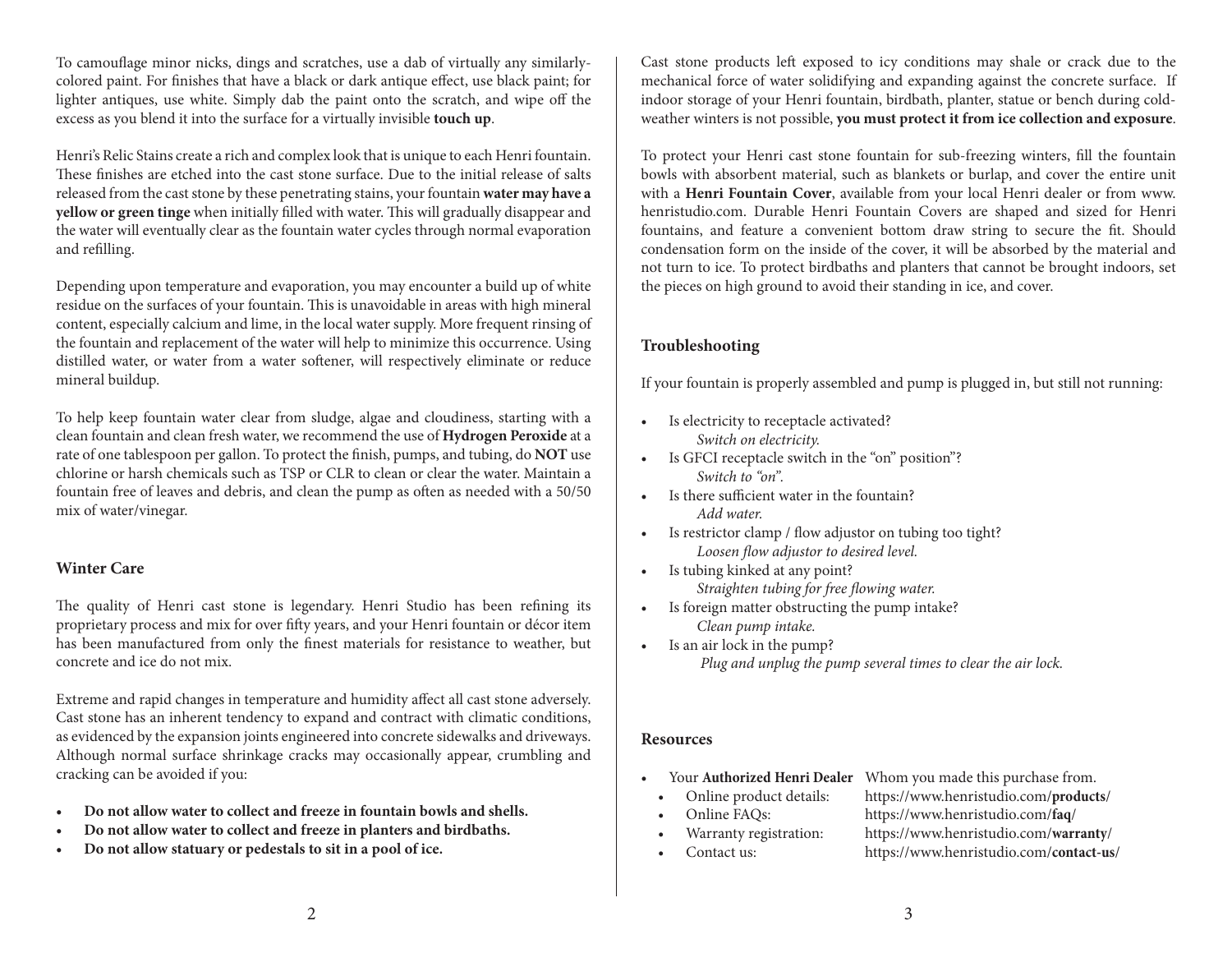To camouflage minor nicks, dings and scratches, use a dab of virtually any similarly-colored paint. For finishes that have a black or dark antique effect, use black paint; for lighter antiques, use white. Simply dab the paint onto the scratch, and wipe off the excess as you blend it into the surface for a virtually invisible **touch up**.

Henri's Relic Stains create a rich and complex look that is unique to each Henri fountain. These finishes are etched into the cast stone surface. Due to the initial release of salts released from the cast stone by these penetrating stains, your fountain **water may have a yellow or green tinge** when initially filled with water. This will gradually disappear and the water will eventually clear as the fountain water cycles through normal evaporation and refilling.

Depending upon temperature and evaporation, you may encounter a build up of white residue on the surfaces of your fountain. This is unavoidable in areas with high mineral content, especially calcium and lime, in the local water supply. More frequent rinsing of the fountain and replacement of the water will help to minimize this occurrence. Using distilled water, or water from a water softener, will respectively eliminate or reduce mineral buildup.

To help keep fountain water clear from sludge, algae and cloudiness, starting with a clean fountain and clean fresh water, we recommend the use of **Hydrogen Peroxide** at a rate of one tablespoon per gallon. To protect the finish, pumps, and tubing, do **NOT** use chlorine or harsh chemicals such as TSP or CLR to clean or clear the water. Maintain a fountain free of leaves and debris, and clean the pump as often as needed with a 50/50 mix of water/vinegar.

## Winter Care

The quality of Henri cast stone is legendary. Henri Studio has been refining its proprietary process and mix for over fifty years, and your Henri fountain or décor item has been manufactured from only the finest materials for resistance to weather, but concrete and ice do not mix.

Extreme and rapid changes in temperature and humidity affect all cast stone adversely. Cast stone has an inherent tendency to expand and contract with climatic conditions, as evidenced by the expansion joints engineered into concrete sidewalks and driveways. Although normal surface shrinkage cracks may occasionally appear, crumbling and cracking can be avoided if you:

- **Do not allow water to collect and freeze in fountain bowls and shells.**
- **Do not allow water to collect and freeze in planters and birdbaths.**
- **Do not allow statuary or pedestals to sit in a pool of ice.**

Cast stone products left exposed to icy conditions may shale or crack due to the mechanical force of water solidifying and expanding against the concrete surface. If indoor storage of your Henri fountain, birdbath, planter, statue or bench during cold-weather winters is not possible, **you must protect it from ice collection and exposure**.

To protect your Henri cast stone fountain for sub-freezing winters, fill the fountain bowls with absorbent material, such as blankets or burlap, and cover the entire unit with a **Henri Fountain Cover**, available from your local Henri dealer or from www.henristudio.com. Durable Henri Fountain Covers are shaped and sized for Henri fountains, and feature a convenient bottom draw string to secure the fit. Should condensation form on the inside of the cover, it will be absorbed by the material and not turn to ice. To protect birdbaths and planters that cannot be brought indoors, set the pieces on high ground to avoid their standing in ice, and cover.

## Troubleshooting

If your fountain is properly assembled and pump is plugged in, but still not running:

- Is electricity to receptacle activated?
  *Switch on electricity.*
- Is GFCI receptacle switch in the "on" position"?
  *Switch to "on".*
- Is there sufficient water in the fountain?
  *Add water.*
- Is restrictor clamp / flow adjustor on tubing too tight?
  *Loosen flow adjustor to desired level.*
- Is tubing kinked at any point?
  *Straighten tubing for free flowing water.*
- Is foreign matter obstructing the pump intake?
  *Clean pump intake.*
- Is an air lock in the pump?
  *Plug and unplug the pump several times to clear the air lock.*

## Resources

- Your **Authorized Henri Dealer** Whom you made this purchase from.
  - Online product details: https://www.henristudio.com/**products**/
  - Online FAQs: https://www.henristudio.com/**faq**/
  - Warranty registration: https://www.henristudio.com/**warranty**/
  - Contact us: https://www.henristudio.com/**contact-us**/